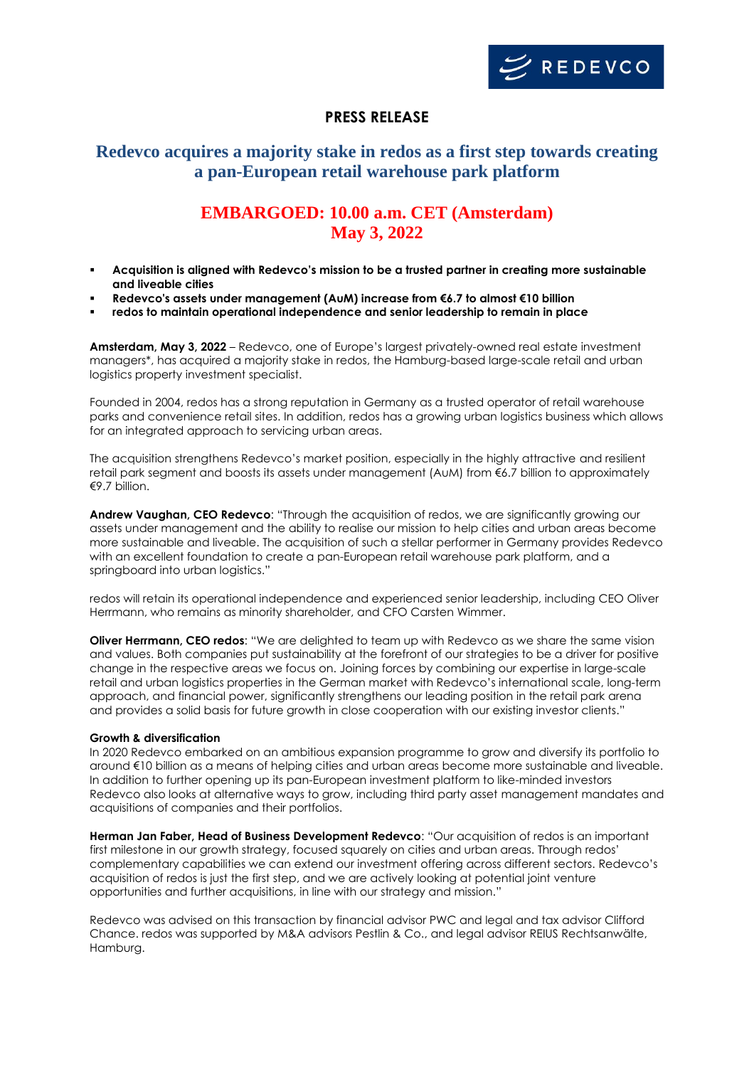REDEVCO

**PRESS RELEASE**

# Redevco acquires a majority stake in redos as a first step towards creating a pan-European retail warehouse park platform

## EMBARGOED: 10.00 a.m. CET (Amsterdam) May 3, 2022

- **Acquisition is aligned with Redevco's mission to be a trusted partner in creating more sustainable and liveable cities**
- **Redevco's assets under management (AuM) increase from €6.7 to almost €10 billion**
- **redos to maintain operational independence and senior leadership to remain in place**

**Amsterdam, May 3, 2022** – Redevco, one of Europe's largest privately-owned real estate investment managers*, has acquired a majority stake in redos, the Hamburg-based large-scale retail and urban logistics property investment specialist.

Founded in 2004, redos has a strong reputation in Germany as a trusted operator of retail warehouse parks and convenience retail sites. In addition, redos has a growing urban logistics business which allows for an integrated approach to servicing urban areas.

The acquisition strengthens Redevco's market position, especially in the highly attractive and resilient retail park segment and boosts its assets under management (AuM) from €6.7 billion to approximately €9.7 billion.

**Andrew Vaughan, CEO Redevco**: "Through the acquisition of redos, we are significantly growing our assets under management and the ability to realise our mission to help cities and urban areas become more sustainable and liveable. The acquisition of such a stellar performer in Germany provides Redevco with an excellent foundation to create a pan-European retail warehouse park platform, and a springboard into urban logistics."

redos will retain its operational independence and experienced senior leadership, including CEO Oliver Herrmann, who remains as minority shareholder, and CFO Carsten Wimmer.

**Oliver Herrmann, CEO redos**: "We are delighted to team up with Redevco as we share the same vision and values. Both companies put sustainability at the forefront of our strategies to be a driver for positive change in the respective areas we focus on. Joining forces by combining our expertise in large-scale retail and urban logistics properties in the German market with Redevco's international scale, long-term approach, and financial power, significantly strengthens our leading position in the retail park arena and provides a solid basis for future growth in close cooperation with our existing investor clients."

**Growth & diversification**

In 2020 Redevco embarked on an ambitious expansion programme to grow and diversify its portfolio to around €10 billion as a means of helping cities and urban areas become more sustainable and liveable. In addition to further opening up its pan-European investment platform to like-minded investors Redevco also looks at alternative ways to grow, including third party asset management mandates and acquisitions of companies and their portfolios.

**Herman Jan Faber, Head of Business Development Redevco**: "Our acquisition of redos is an important first milestone in our growth strategy, focused squarely on cities and urban areas. Through redos' complementary capabilities we can extend our investment offering across different sectors. Redevco's acquisition of redos is just the first step, and we are actively looking at potential joint venture opportunities and further acquisitions, in line with our strategy and mission."

Redevco was advised on this transaction by financial advisor PWC and legal and tax advisor Clifford Chance. redos was supported by M&A advisors Pestlin & Co., and legal advisor REIUS Rechtsanwälte, Hamburg.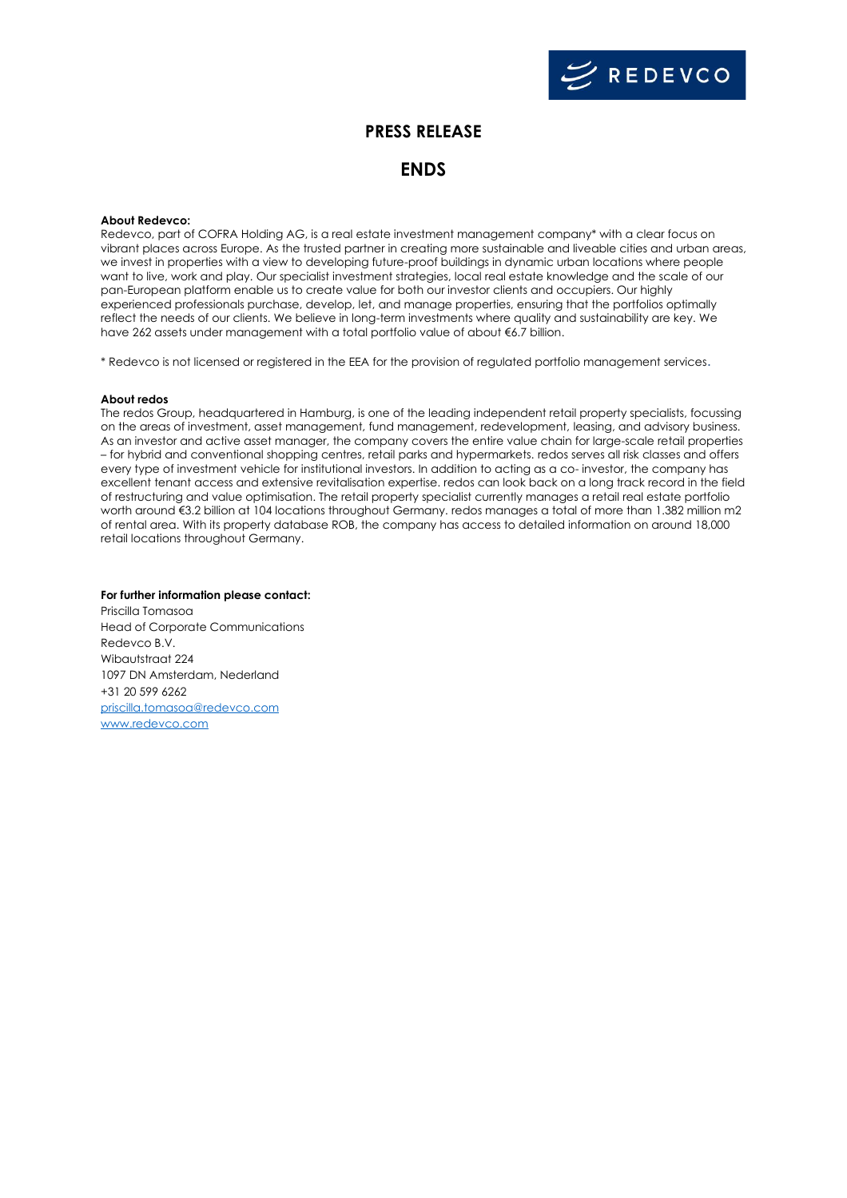## PRESS RELEASE

## ENDS

**About Redevco:**
Redevco, part of COFRA Holding AG, is a real estate investment management company* with a clear focus on vibrant places across Europe. As the trusted partner in creating more sustainable and liveable cities and urban areas, we invest in properties with a view to developing future-proof buildings in dynamic urban locations where people want to live, work and play. Our specialist investment strategies, local real estate knowledge and the scale of our pan-European platform enable us to create value for both our investor clients and occupiers. Our highly experienced professionals purchase, develop, let, and manage properties, ensuring that the portfolios optimally reflect the needs of our clients. We believe in long-term investments where quality and sustainability are key. We have 262 assets under management with a total portfolio value of about €6.7 billion.

* Redevco is not licensed or registered in the EEA for the provision of regulated portfolio management services.

**About redos**
The redos Group, headquartered in Hamburg, is one of the leading independent retail property specialists, focussing on the areas of investment, asset management, fund management, redevelopment, leasing, and advisory business. As an investor and active asset manager, the company covers the entire value chain for large-scale retail properties – for hybrid and conventional shopping centres, retail parks and hypermarkets. redos serves all risk classes and offers every type of investment vehicle for institutional investors. In addition to acting as a co- investor, the company has excellent tenant access and extensive revitalisation expertise. redos can look back on a long track record in the field of restructuring and value optimisation. The retail property specialist currently manages a retail real estate portfolio worth around €3.2 billion at 104 locations throughout Germany. redos manages a total of more than 1.382 million m2 of rental area. With its property database ROB, the company has access to detailed information on around 18,000 retail locations throughout Germany.

**For further information please contact:**
Priscilla Tomasoa
Head of Corporate Communications
Redevco B.V.
Wibautstraat 224
1097 DN Amsterdam, Nederland
+31 20 599 6262
priscilla.tomasoa@redevco.com
www.redevco.com